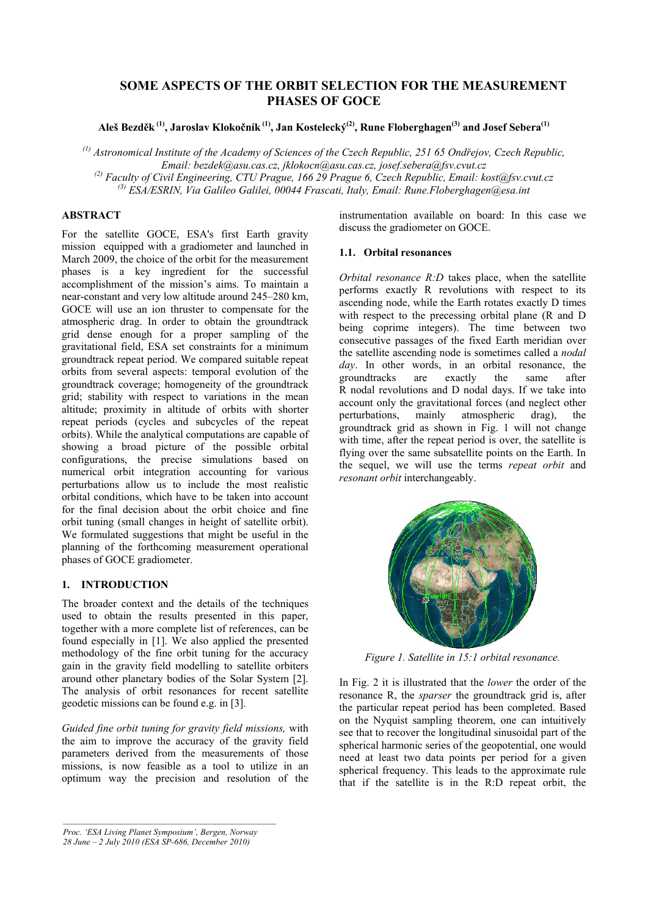# SOME ASPECTS OF THE ORBIT SELECTION FOR THE MEASUREMENT PHASES OF GOCE

**Aleš Bezděk [(1)], Jaroslav Klokočník [(1)], Jan Kostelecký[(2)], Rune Floberghagen[(3)] and Josef Sebera[(1)]**

*[(1)] Astronomical Institute of the Academy of Sciences of the Czech Republic, 251 65 Ondřejov, Czech Republic, Email: bezdek@asu.cas.cz, jklokocn@asu.cas.cz, josef.sebera@fsv.cvut.cz*
*[(2)] Faculty of Civil Engineering, CTU Prague, 166 29 Prague 6, Czech Republic, Email: kost@fsv.cvut.cz*
*[(3)] ESA/ESRIN, Via Galileo Galilei, 00044 Frascati, Italy, Email: Rune.Floberghagen@esa.int*

## ABSTRACT

For the satellite GOCE, ESA's first Earth gravity mission equipped with a gradiometer and launched in March 2009, the choice of the orbit for the measurement phases is a key ingredient for the successful accomplishment of the mission's aims. To maintain a near-constant and very low altitude around 245–280 km, GOCE will use an ion thruster to compensate for the atmospheric drag. In order to obtain the groundtrack grid dense enough for a proper sampling of the gravitational field, ESA set constraints for a minimum groundtrack repeat period. We compared suitable repeat orbits from several aspects: temporal evolution of the groundtrack coverage; homogeneity of the groundtrack grid; stability with respect to variations in the mean altitude; proximity in altitude of orbits with shorter repeat periods (cycles and subcycles of the repeat orbits). While the analytical computations are capable of showing a broad picture of the possible orbital configurations, the precise simulations based on numerical orbit integration accounting for various perturbations allow us to include the most realistic orbital conditions, which have to be taken into account for the final decision about the orbit choice and fine orbit tuning (small changes in height of satellite orbit). We formulated suggestions that might be useful in the planning of the forthcoming measurement operational phases of GOCE gradiometer.

## 1. INTRODUCTION

The broader context and the details of the techniques used to obtain the results presented in this paper, together with a more complete list of references, can be found especially in [1]. We also applied the presented methodology of the fine orbit tuning for the accuracy gain in the gravity field modelling to satellite orbiters around other planetary bodies of the Solar System [2]. The analysis of orbit resonances for recent satellite geodetic missions can be found e.g. in [3].

*Guided fine orbit tuning for gravity field missions,* with the aim to improve the accuracy of the gravity field parameters derived from the measurements of those missions, is now feasible as a tool to utilize in an optimum way the precision and resolution of the instrumentation available on board: In this case we discuss the gradiometer on GOCE.

### 1.1. Orbital resonances

*Orbital resonance R:D* takes place, when the satellite performs exactly R revolutions with respect to its ascending node, while the Earth rotates exactly D times with respect to the precessing orbital plane (R and D being coprime integers). The time between two consecutive passages of the fixed Earth meridian over the satellite ascending node is sometimes called a *nodal day*. In other words, in an orbital resonance, the groundtracks are exactly the same after R nodal revolutions and D nodal days. If we take into account only the gravitational forces (and neglect other perturbations, mainly atmospheric drag), the groundtrack grid as shown in Fig. 1 will not change with time, after the repeat period is over, the satellite is flying over the same subsatellite points on the Earth. In the sequel, we will use the terms *repeat orbit* and *resonant orbit* interchangeably.

*Figure 1. Satellite in 15:1 orbital resonance.*

In Fig. 2 it is illustrated that the *lower* the order of the resonance R, the *sparser* the groundtrack grid is, after the particular repeat period has been completed. Based on the Nyquist sampling theorem, one can intuitively see that to recover the longitudinal sinusoidal part of the spherical harmonic series of the geopotential, one would need at least two data points per period for a given spherical frequency. This leads to the approximate rule that if the satellite is in the R:D repeat orbit, the

*Proc. 'ESA Living Planet Symposium', Bergen, Norway 28 June – 2 July 2010 (ESA SP-686, December 2010)*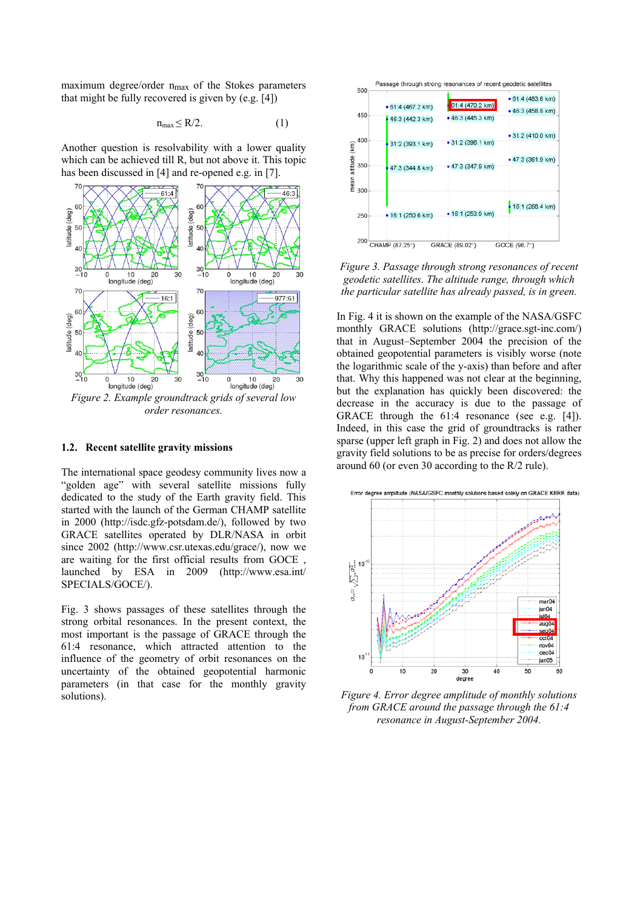maximum degree/order $n_{max}$ of the Stokes parameters that might be fully recovered is given by (e.g. [4])

$$n_{max} \leq R/2. \qquad (1)$$

Another question is resolvability with a lower quality which can be achieved till R, but not above it. This topic has been discussed in [4] and re-opened e.g. in [7].

*Figure 2. Example groundtrack grids of several low order resonances.*

## 1.2. Recent satellite gravity missions

The international space geodesy community lives now a "golden age" with several satellite missions fully dedicated to the study of the Earth gravity field. This started with the launch of the German CHAMP satellite in 2000 (http://isdc.gfz-potsdam.de/), followed by two GRACE satellites operated by DLR/NASA in orbit since 2002 (http://www.csr.utexas.edu/grace/), now we are waiting for the first official results from GOCE , launched by ESA in 2009 (http://www.esa.int/SPECIALS/GOCE/).

Fig. 3 shows passages of these satellites through the strong orbital resonances. In the present context, the most important is the passage of GRACE through the 61:4 resonance, which attracted attention to the influence of the geometry of orbit resonances on the uncertainty of the obtained geopotential harmonic parameters (in that case for the monthly gravity solutions).

*Figure 3. Passage through strong resonances of recent geodetic satellites. The altitude range, through which the particular satellite has already passed, is in green.*

In Fig. 4 it is shown on the example of the NASA/GSFC monthly GRACE solutions (http://grace.sgt-inc.com/) that in August–September 2004 the precision of the obtained geopotential parameters is visibly worse (note the logarithmic scale of the y-axis) than before and after that. Why this happened was not clear at the beginning, but the explanation has quickly been discovered: the decrease in the accuracy is due to the passage of GRACE through the 61:4 resonance (see e.g. [4]). Indeed, in this case the grid of groundtracks is rather sparse (upper left graph in Fig. 2) and does not allow the gravity field solutions to be as precise for orders/degrees around 60 (or even 30 according to the R/2 rule).

*Figure 4. Error degree amplitude of monthly solutions from GRACE around the passage through the 61:4 resonance in August-September 2004.*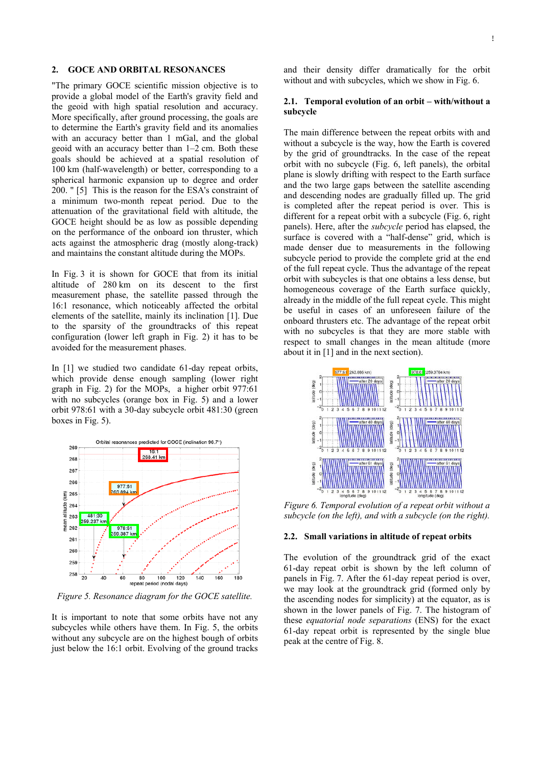## 2. GOCE AND ORBITAL RESONANCES

"The primary GOCE scientific mission objective is to provide a global model of the Earth's gravity field and the geoid with high spatial resolution and accuracy. More specifically, after ground processing, the goals are to determine the Earth's gravity field and its anomalies with an accuracy better than 1 mGal, and the global geoid with an accuracy better than 1–2 cm. Both these goals should be achieved at a spatial resolution of 100 km (half-wavelength) or better, corresponding to a spherical harmonic expansion up to degree and order 200. " [5] This is the reason for the ESA's constraint of a minimum two-month repeat period. Due to the attenuation of the gravitational field with altitude, the GOCE height should be as low as possible depending on the performance of the onboard ion thruster, which acts against the atmospheric drag (mostly along-track) and maintains the constant altitude during the MOPs.

In Fig. 3 it is shown for GOCE that from its initial altitude of 280 km on its descent to the first measurement phase, the satellite passed through the 16:1 resonance, which noticeably affected the orbital elements of the satellite, mainly its inclination [1]. Due to the sparsity of the groundtracks of this repeat configuration (lower left graph in Fig. 2) it has to be avoided for the measurement phases.

In [1] we studied two candidate 61-day repeat orbits, which provide dense enough sampling (lower right graph in Fig. 2) for the MOPs, a higher orbit 977:61 with no subcycles (orange box in Fig. 5) and a lower orbit 978:61 with a 30-day subcycle orbit 481:30 (green boxes in Fig. 5).

*Figure 5. Resonance diagram for the GOCE satellite.*

It is important to note that some orbits have not any subcycles while others have them. In Fig. 5, the orbits without any subcycle are on the highest bough of orbits just below the 16:1 orbit. Evolving of the ground tracks and their density differ dramatically for the orbit without and with subcycles, which we show in Fig. 6.

### 2.1. Temporal evolution of an orbit – with/without a subcycle

The main difference between the repeat orbits with and without a subcycle is the way, how the Earth is covered by the grid of groundtracks. In the case of the repeat orbit with no subcycle (Fig. 6, left panels), the orbital plane is slowly drifting with respect to the Earth surface and the two large gaps between the satellite ascending and descending nodes are gradually filled up. The grid is completed after the repeat period is over. This is different for a repeat orbit with a subcycle (Fig. 6, right panels). Here, after the *subcycle* period has elapsed, the surface is covered with a "half-dense" grid, which is made denser due to measurements in the following subcycle period to provide the complete grid at the end of the full repeat cycle. Thus the advantage of the repeat orbit with subcycles is that one obtains a less dense, but homogeneous coverage of the Earth surface quickly, already in the middle of the full repeat cycle. This might be useful in cases of an unforeseen failure of the onboard thrusters etc. The advantage of the repeat orbit with no subcycles is that they are more stable with respect to small changes in the mean altitude (more about it in [1] and in the next section).

*Figure 6. Temporal evolution of a repeat orbit without a subcycle (on the left), and with a subcycle (on the right).*

### 2.2. Small variations in altitude of repeat orbits

The evolution of the groundtrack grid of the exact 61-day repeat orbit is shown by the left column of panels in Fig. 7. After the 61-day repeat period is over, we may look at the groundtrack grid (formed only by the ascending nodes for simplicity) at the equator, as is shown in the lower panels of Fig. 7. The histogram of these *equatorial node separations* (ENS) for the exact 61-day repeat orbit is represented by the single blue peak at the centre of Fig. 8.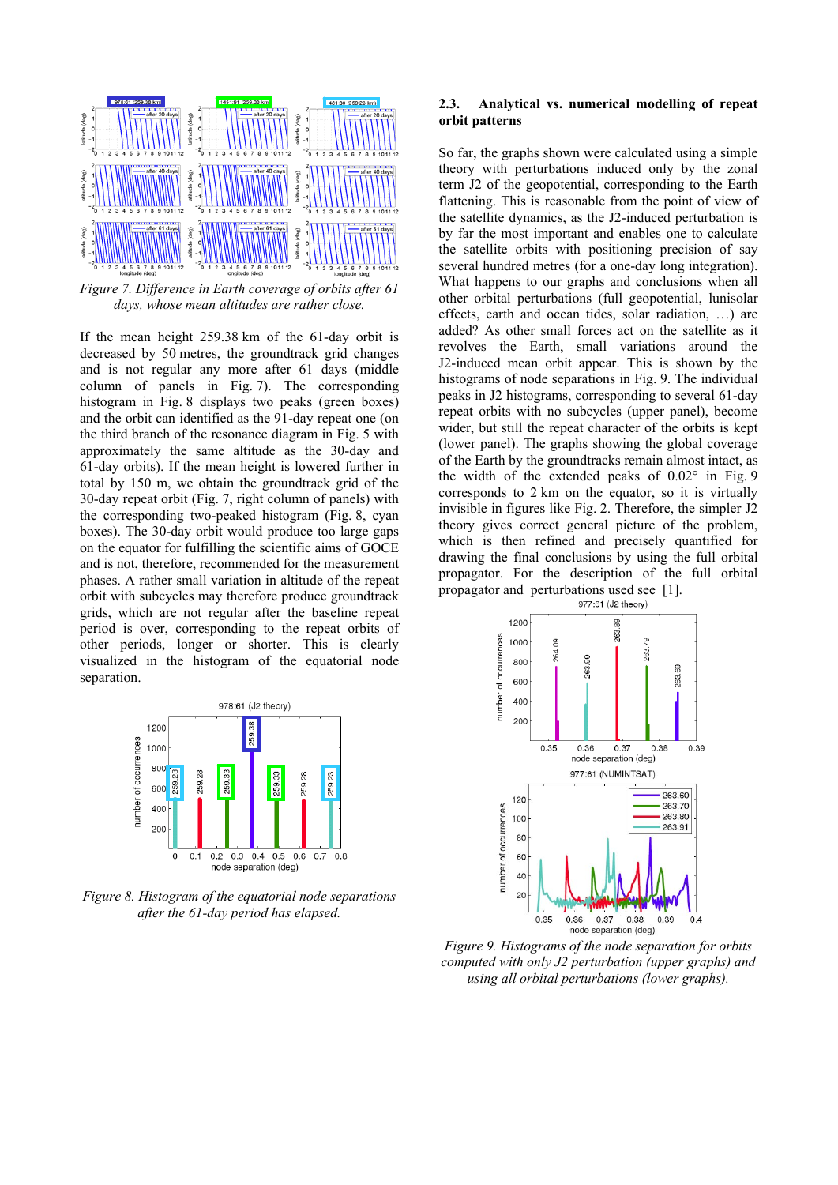Figure 7. Difference in Earth coverage of orbits after 61 days, whose mean altitudes are rather close.

If the mean height 259.38 km of the 61-day orbit is decreased by 50 metres, the groundtrack grid changes and is not regular any more after 61 days (middle column of panels in Fig. 7). The corresponding histogram in Fig. 8 displays two peaks (green boxes) and the orbit can identified as the 91-day repeat one (on the third branch of the resonance diagram in Fig. 5 with approximately the same altitude as the 30-day and 61-day orbits). If the mean height is lowered further in total by 150 m, we obtain the groundtrack grid of the 30-day repeat orbit (Fig. 7, right column of panels) with the corresponding two-peaked histogram (Fig. 8, cyan boxes). The 30-day orbit would produce too large gaps on the equator for fulfilling the scientific aims of GOCE and is not, therefore, recommended for the measurement phases. A rather small variation in altitude of the repeat orbit with subcycles may therefore produce groundtrack grids, which are not regular after the baseline repeat period is over, corresponding to the repeat orbits of other periods, longer or shorter. This is clearly visualized in the histogram of the equatorial node separation.

Figure 8. Histogram of the equatorial node separations after the 61-day period has elapsed.

## 2.3. Analytical vs. numerical modelling of repeat orbit patterns

So far, the graphs shown were calculated using a simple theory with perturbations induced only by the zonal term J2 of the geopotential, corresponding to the Earth flattening. This is reasonable from the point of view of the satellite dynamics, as the J2-induced perturbation is by far the most important and enables one to calculate the satellite orbits with positioning precision of say several hundred metres (for a one-day long integration). What happens to our graphs and conclusions when all other orbital perturbations (full geopotential, lunisolar effects, earth and ocean tides, solar radiation, …) are added? As other small forces act on the satellite as it revolves the Earth, small variations around the J2-induced mean orbit appear. This is shown by the histograms of node separations in Fig. 9. The individual peaks in J2 histograms, corresponding to several 61-day repeat orbits with no subcycles (upper panel), become wider, but still the repeat character of the orbits is kept (lower panel). The graphs showing the global coverage of the Earth by the groundtracks remain almost intact, as the width of the extended peaks of 0.02° in Fig. 9 corresponds to 2 km on the equator, so it is virtually invisible in figures like Fig. 2. Therefore, the simpler J2 theory gives correct general picture of the problem, which is then refined and precisely quantified for drawing the final conclusions by using the full orbital propagator. For the description of the full orbital propagator and perturbations used see [1].

Figure 9. Histograms of the node separation for orbits computed with only J2 perturbation (upper graphs) and using all orbital perturbations (lower graphs).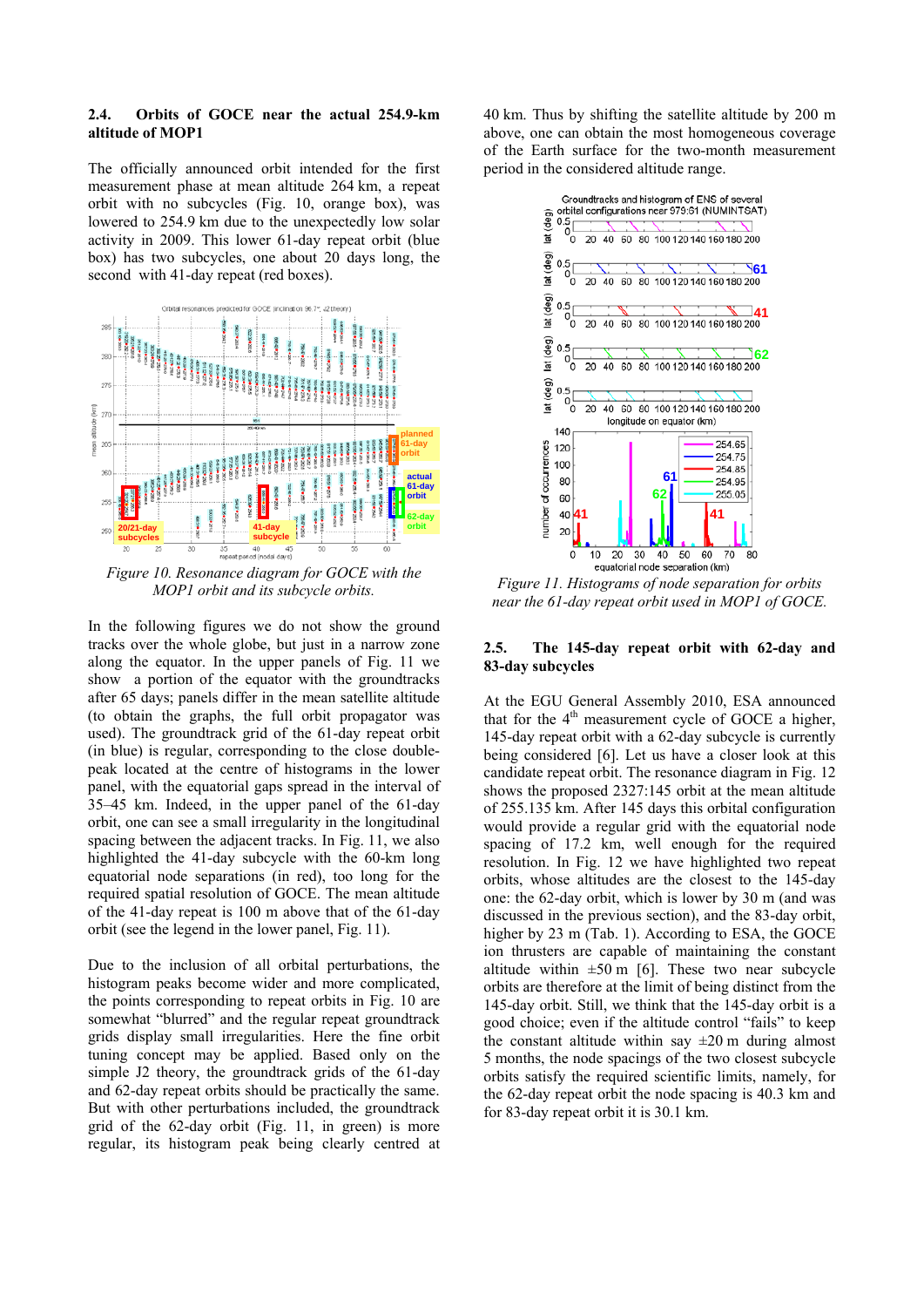### 2.4. Orbits of GOCE near the actual 254.9-km altitude of MOP1

The officially announced orbit intended for the first measurement phase at mean altitude 264 km, a repeat orbit with no subcycles (Fig. 10, orange box), was lowered to 254.9 km due to the unexpectedly low solar activity in 2009. This lower 61-day repeat orbit (blue box) has two subcycles, one about 20 days long, the second with 41-day repeat (red boxes).

*Figure 10. Resonance diagram for GOCE with the MOP1 orbit and its subcycle orbits.*

In the following figures we do not show the ground tracks over the whole globe, but just in a narrow zone along the equator. In the upper panels of Fig. 11 we show a portion of the equator with the groundtracks after 65 days; panels differ in the mean satellite altitude (to obtain the graphs, the full orbit propagator was used). The groundtrack grid of the 61-day repeat orbit (in blue) is regular, corresponding to the close double-peak located at the centre of histograms in the lower panel, with the equatorial gaps spread in the interval of 35–45 km. Indeed, in the upper panel of the 61-day orbit, one can see a small irregularity in the longitudinal spacing between the adjacent tracks. In Fig. 11, we also highlighted the 41-day subcycle with the 60-km long equatorial node separations (in red), too long for the required spatial resolution of GOCE. The mean altitude of the 41-day repeat is 100 m above that of the 61-day orbit (see the legend in the lower panel, Fig. 11).

Due to the inclusion of all orbital perturbations, the histogram peaks become wider and more complicated, the points corresponding to repeat orbits in Fig. 10 are somewhat "blurred" and the regular repeat groundtrack grids display small irregularities. Here the fine orbit tuning concept may be applied. Based only on simple J2 theory, the groundtrack grids of the 61-day and 62-day repeat orbits should be practically the same. But with other perturbations included, the groundtrack grid of the 62-day orbit (Fig. 11, in green) is more regular, its histogram peak being clearly centred at 40 km. Thus by shifting the satellite altitude by 200 m above, one can obtain the most homogeneous coverage of the Earth surface for the two-month measurement period in the considered altitude range.

*Figure 11. Histograms of node separation for orbits near the 61-day repeat orbit used in MOP1 of GOCE.*

### 2.5. The 145-day repeat orbit with 62-day and 83-day subcycles

At the EGU General Assembly 2010, ESA announced that for the 4th measurement cycle of GOCE a higher, 145-day repeat orbit with a 62-day subcycle is currently being considered [6]. Let us have a closer look at this candidate repeat orbit. The resonance diagram in Fig. 12 shows the proposed 2327:145 orbit at the mean altitude of 255.135 km. After 145 days this orbital configuration would provide a regular grid with the equatorial node spacing of 17.2 km, well enough for the required resolution. In Fig. 12 we have highlighted two repeat orbits, whose altitudes are the closest to the 145-day one: the 62-day orbit, which is lower by 30 m (and was discussed in the previous section), and the 83-day orbit, higher by 23 m (Tab. 1). According to ESA, the GOCE ion thrusters are capable of maintaining the constant altitude within ±50 m [6]. These two near subcycle orbits are therefore at the limit of being distinct from the 145-day orbit. Still, we think that the 145-day orbit is a good choice; even if the altitude control "fails" to keep the constant altitude within say ±20 m during almost 5 months, the node spacings of the two closest subcycle orbits satisfy the required scientific limits, namely, for the 62-day repeat orbit the node spacing is 40.3 km and for 83-day repeat orbit it is 30.1 km.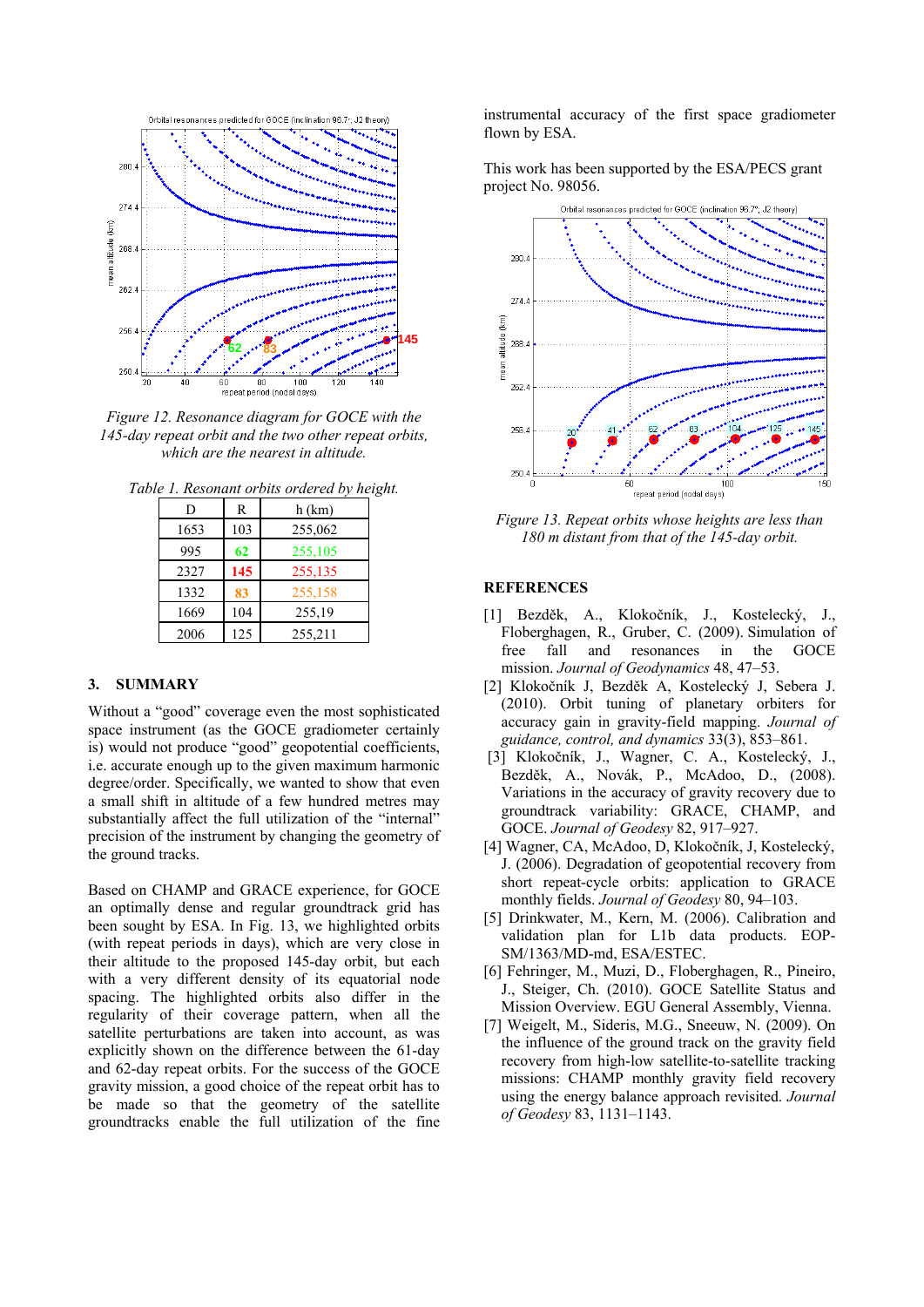Orbital resonances predicted for GOCE (inclination 96.7°, J2 theory)

mean altitude (km)

280.4

274.4

268.4

262.4

256.4

250.4

20 40 60 80 100 120 140

repeat period (nodal days)

62 83 145

*Figure 12. Resonance diagram for GOCE with the 145-day repeat orbit and the two other repeat orbits, which are the nearest in altitude.*

*Table 1. Resonant orbits ordered by height.*

| D | R | h (km) |
|---|---|---|
| 1653 | 103 | 255,062 |
| 995 | 62 | 255,105 |
| 2327 | 145 | 255,135 |
| 1332 | 83 | 255,158 |
| 1669 | 104 | 255,19 |
| 2006 | 125 | 255,211 |

## 3. SUMMARY

Without a "good" coverage even the most sophisticated space instrument (as the GOCE gradiometer certainly is) would not produce "good" geopotential coefficients, i.e. accurate enough up to the given maximum harmonic degree/order. Specifically, we wanted to show that even a small shift in altitude of a few hundred metres may substantially affect the full utilization of the "internal" precision of the instrument by changing the geometry of the ground tracks.

Based on CHAMP and GRACE experience, for GOCE an optimally dense and regular groundtrack grid has been sought by ESA. In Fig. 13, we highlighted orbits (with repeat periods in days), which are very close in their altitude to the proposed 145-day orbit, but each with a very different density of its equatorial node spacing. The highlighted orbits also differ in the regularity of their coverage pattern, when all the satellite perturbations are taken into account, as was explicitly shown on the difference between the 61-day and 62-day repeat orbits. For the success of the GOCE gravity mission, a good choice of the repeat orbit has to be made so that the geometry of the satellite groundtracks enable the full utilization of the fine instrumental accuracy of the first space gradiometer flown by ESA.

This work has been supported by the ESA/PECS grant project No. 98056.

Orbital resonances predicted for GOCE (inclination 96.7°, J2 theory)

mean altitude (km)

280.4

274.4

268.4

262.4

256.4

250.4

0 50 100 150

repeat period (nodal days)

20 41 62 83 104 125 145

*Figure 13. Repeat orbits whose heights are less than 180 m distant from that of the 145-day orbit.*

## REFERENCES

[1] Bezděk, A., Klokočník, J., Kostelecký, J., Floberghagen, R., Gruber, C. (2009). Simulation of free fall and resonances in the GOCE mission. *Journal of Geodynamics* 48, 47–53.

[2] Klokočník J, Bezděk A, Kostelecký J, Sebera J. (2010). Orbit tuning of planetary orbiters for accuracy gain in gravity-field mapping. *Journal of guidance, control, and dynamics* 33(3), 853–861.

[3] Klokočník, J., Wagner, C. A., Kostelecký, J., Bezděk, A., Novák, P., McAdoo, D., (2008). Variations in the accuracy of gravity recovery due to groundtrack variability: GRACE, CHAMP, and GOCE. *Journal of Geodesy* 82, 917–927.

[4] Wagner, CA, McAdoo, D, Klokočník, J, Kostelecký, J. (2006). Degradation of geopotential recovery from short repeat-cycle orbits: application to GRACE monthly fields. *Journal of Geodesy* 80, 94–103.

[5] Drinkwater, M., Kern, M. (2006). Calibration and validation plan for L1b data products. EOP-SM/1363/MD-md, ESA/ESTEC.

[6] Fehringer, M., Muzi, D., Floberghagen, R., Pineiro, J., Steiger, Ch. (2010). GOCE Satellite Status and Mission Overview. EGU General Assembly, Vienna.

[7] Weigelt, M., Sideris, M.G., Sneeuw, N. (2009). On the influence of the ground track on the gravity field recovery from high-low satellite-to-satellite tracking missions: CHAMP monthly gravity field recovery using the energy balance approach revisited. *Journal of Geodesy* 83, 1131–1143.